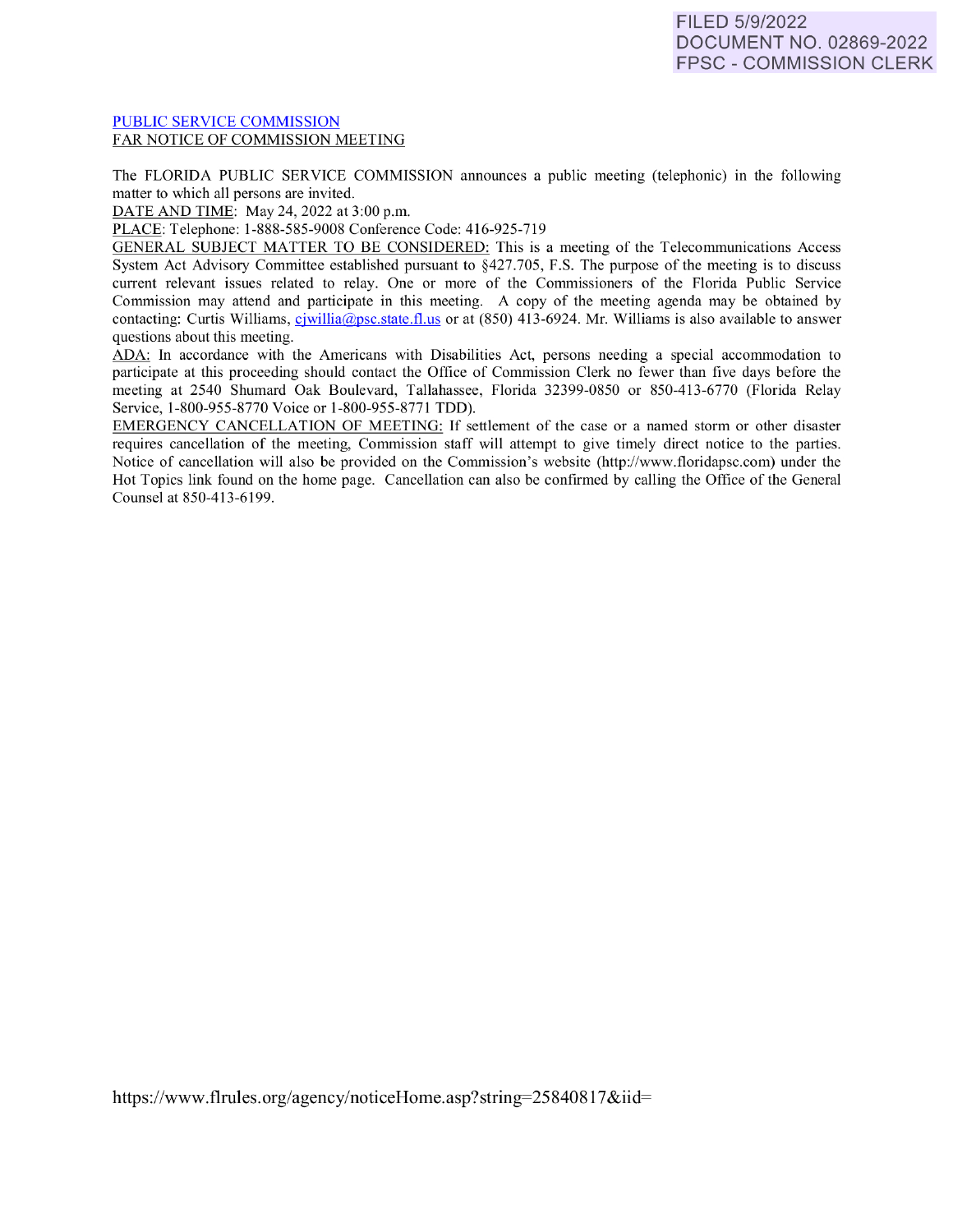FILED 5/9/2022
DOCUMENT NO. 02869-2022
FPSC - COMMISSION CLERK

PUBLIC SERVICE COMMISSION
FAR NOTICE OF COMMISSION MEETING

The FLORIDA PUBLIC SERVICE COMMISSION announces a public meeting (telephonic) in the following matter to which all persons are invited.

DATE AND TIME: May 24, 2022 at 3:00 p.m.

PLACE: Telephone: 1-888-585-9008 Conference Code: 416-925-719

GENERAL SUBJECT MATTER TO BE CONSIDERED: This is a meeting of the Telecommunications Access System Act Advisory Committee established pursuant to §427.705, F.S. The purpose of the meeting is to discuss current relevant issues related to relay. One or more of the Commissioners of the Florida Public Service Commission may attend and participate in this meeting. A copy of the meeting agenda may be obtained by contacting: Curtis Williams, cjwillia@psc.state.fl.us or at (850) 413-6924. Mr. Williams is also available to answer questions about this meeting.

ADA: In accordance with the Americans with Disabilities Act, persons needing a special accommodation to participate at this proceeding should contact the Office of Commission Clerk no fewer than five days before the meeting at 2540 Shumard Oak Boulevard, Tallahassee, Florida 32399-0850 or 850-413-6770 (Florida Relay Service, 1-800-955-8770 Voice or 1-800-955-8771 TDD).

EMERGENCY CANCELLATION OF MEETING: If settlement of the case or a named storm or other disaster requires cancellation of the meeting, Commission staff will attempt to give timely direct notice to the parties. Notice of cancellation will also be provided on the Commission's website (http://www.floridapsc.com) under the Hot Topics link found on the home page. Cancellation can also be confirmed by calling the Office of the General Counsel at 850-413-6199.

https://www.flrules.org/agency/noticeHome.asp?string=25840817&iid=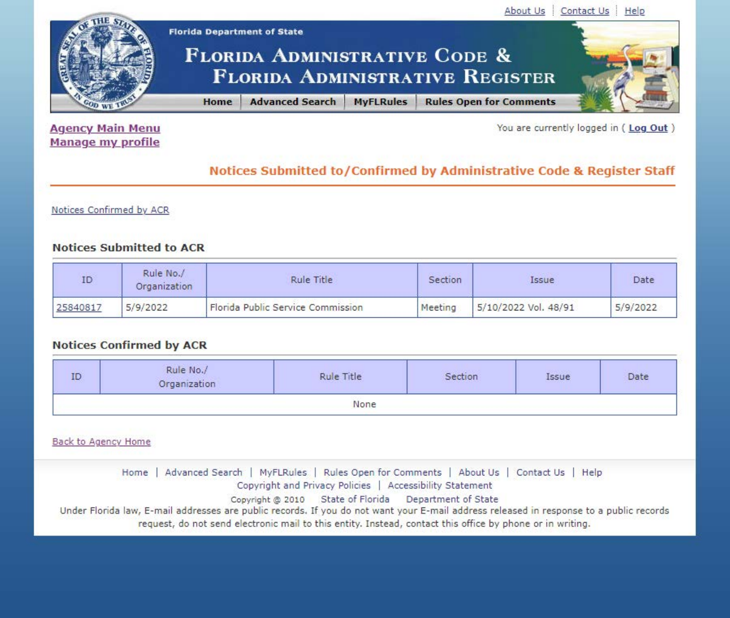About Us | Contact Us | Help

Florida Department of State

# Florida Administrative Code & Florida Administrative Register

Home | Advanced Search | MyFLRules | Rules Open for Comments

Agency Main Menu
Manage my profile

You are currently logged in ( Log Out )

## Notices Submitted to/Confirmed by Administrative Code & Register Staff

Notices Confirmed by ACR

### Notices Submitted to ACR

| ID | Rule No./ Organization | Rule Title | Section | Issue | Date |
|---|---|---|---|---|---|
| 25840817 | 5/9/2022 | Florida Public Service Commission | Meeting | 5/10/2022 Vol. 48/91 | 5/9/2022 |

### Notices Confirmed by ACR

| ID | Rule No./ Organization | Rule Title | Section | Issue | Date |
|---|---|---|---|---|---|
| None | | | | | |

Back to Agency Home

Home | Advanced Search | MyFLRules | Rules Open for Comments | About Us | Contact Us | Help
Copyright and Privacy Policies | Accessibility Statement
Copyright @ 2010 State of Florida Department of State
Under Florida law, E-mail addresses are public records. If you do not want your E-mail address released in response to a public records request, do not send electronic mail to this entity. Instead, contact this office by phone or in writing.